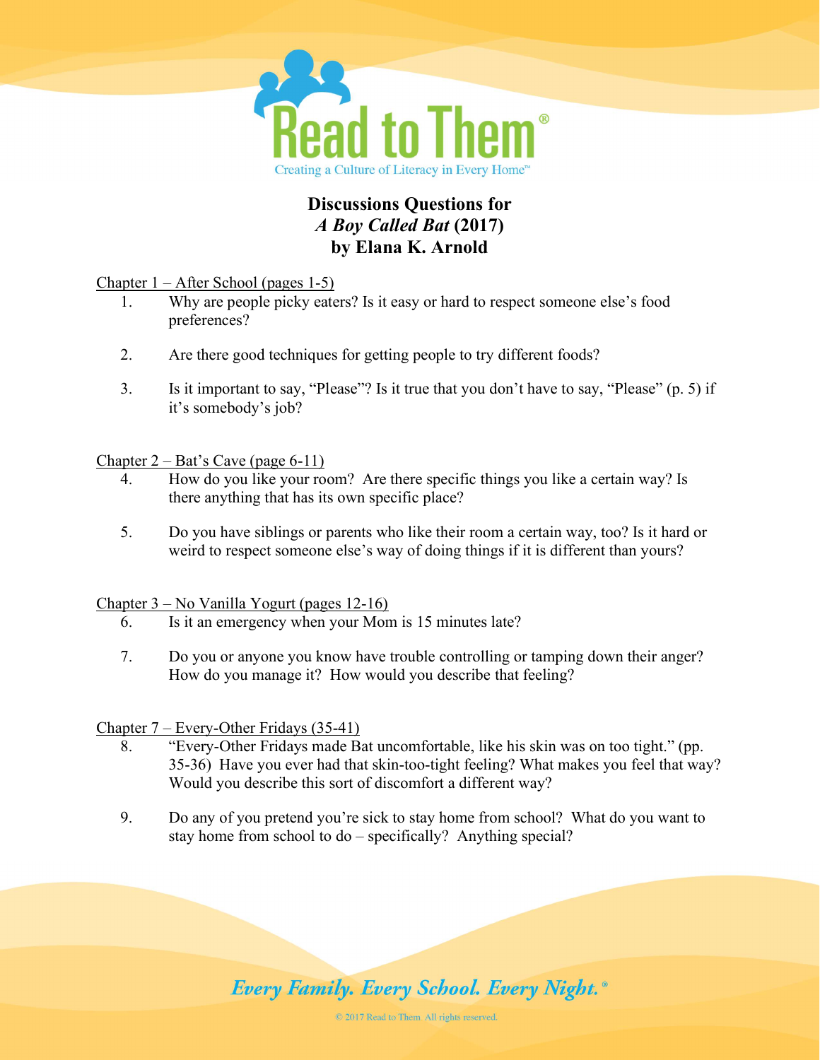Read to Them®

Creating a Culture of Literacy in Every Home™

# Discussions Questions for *A Boy Called Bat* (2017) by Elana K. Arnold

Chapter 1 – After School (pages 1-5)

1. Why are people picky eaters? Is it easy or hard to respect someone else's food preferences?

2. Are there good techniques for getting people to try different foods?

3. Is it important to say, "Please"? Is it true that you don't have to say, "Please" (p. 5) if it's somebody's job?

Chapter 2 – Bat's Cave (page 6-11)

4. How do you like your room? Are there specific things you like a certain way? Is there anything that has its own specific place?

5. Do you have siblings or parents who like their room a certain way, too? Is it hard or weird to respect someone else's way of doing things if it is different than yours?

Chapter 3 – No Vanilla Yogurt (pages 12-16)

6. Is it an emergency when your Mom is 15 minutes late?

7. Do you or anyone you know have trouble controlling or tamping down their anger? How do you manage it? How would you describe that feeling?

Chapter 7 – Every-Other Fridays (35-41)

8. "Every-Other Fridays made Bat uncomfortable, like his skin was on too tight." (pp. 35-36) Have you ever had that skin-too-tight feeling? What makes you feel that way? Would you describe this sort of discomfort a different way?

9. Do any of you pretend you're sick to stay home from school? What do you want to stay home from school to do – specifically? Anything special?

*Every Family. Every School. Every Night.*®

© 2017 Read to Them All rights reserved.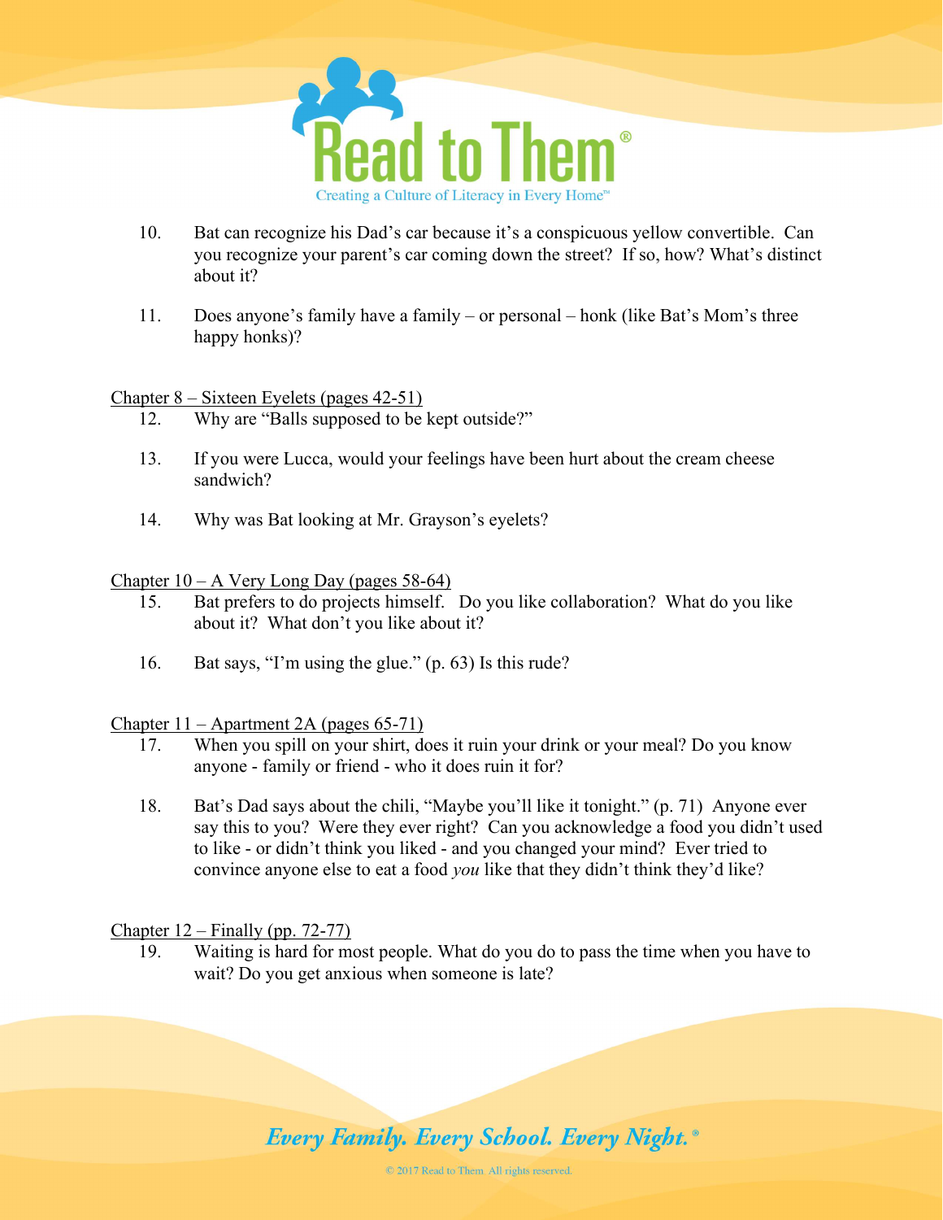10. Bat can recognize his Dad's car because it's a conspicuous yellow convertible. Can you recognize your parent's car coming down the street? If so, how? What's distinct about it?

11. Does anyone's family have a family – or personal – honk (like Bat's Mom's three happy honks)?

Chapter 8 – Sixteen Eyelets (pages 42-51)

12. Why are "Balls supposed to be kept outside?"

13. If you were Lucca, would your feelings have been hurt about the cream cheese sandwich?

14. Why was Bat looking at Mr. Grayson's eyelets?

Chapter 10 – A Very Long Day (pages 58-64)

15. Bat prefers to do projects himself. Do you like collaboration? What do you like about it? What don't you like about it?

16. Bat says, "I'm using the glue." (p. 63) Is this rude?

Chapter 11 – Apartment 2A (pages 65-71)

17. When you spill on your shirt, does it ruin your drink or your meal? Do you know anyone - family or friend - who it does ruin it for?

18. Bat's Dad says about the chili, "Maybe you'll like it tonight." (p. 71) Anyone ever say this to you? Were they ever right? Can you acknowledge a food you didn't used to like - or didn't think you liked - and you changed your mind? Ever tried to convince anyone else to eat a food *you* like that they didn't think they'd like?

Chapter 12 – Finally (pp. 72-77)

19. Waiting is hard for most people. What do you do to pass the time when you have to wait? Do you get anxious when someone is late?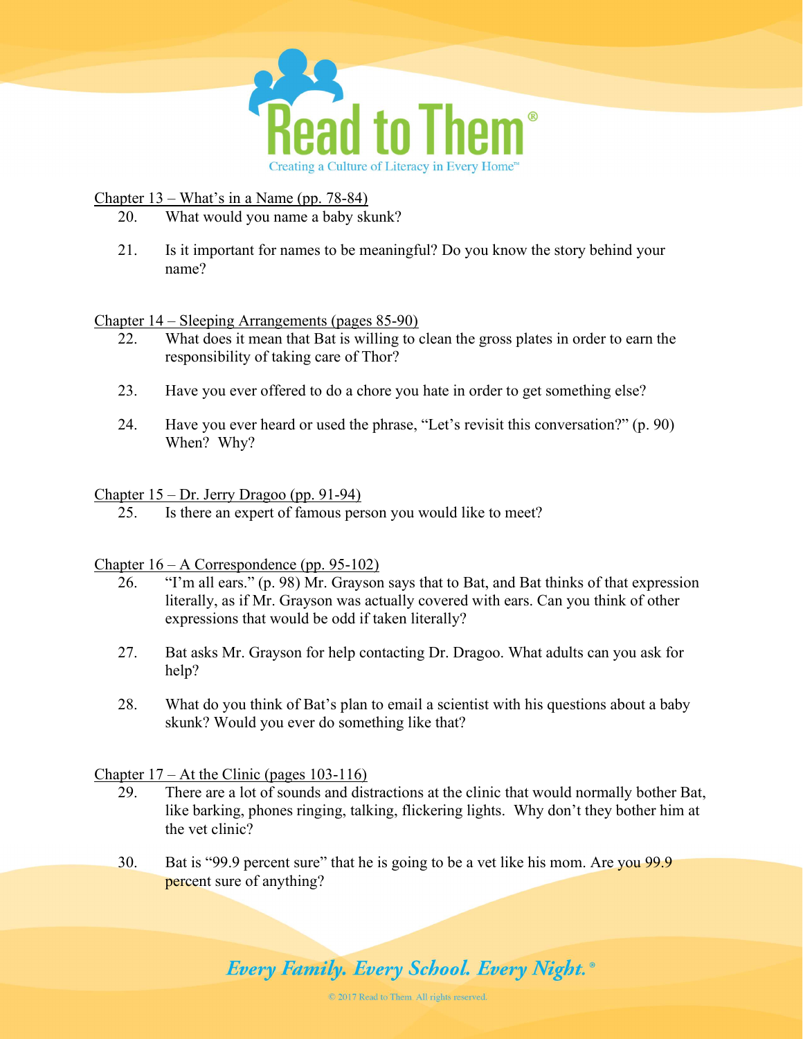Chapter 13 – What's in a Name (pp. 78-84)

20. What would you name a baby skunk?

21. Is it important for names to be meaningful? Do you know the story behind your name?

Chapter 14 – Sleeping Arrangements (pages 85-90)

22. What does it mean that Bat is willing to clean the gross plates in order to earn the responsibility of taking care of Thor?

23. Have you ever offered to do a chore you hate in order to get something else?

24. Have you ever heard or used the phrase, "Let's revisit this conversation?" (p. 90) When? Why?

Chapter 15 – Dr. Jerry Dragoo (pp. 91-94)

25. Is there an expert of famous person you would like to meet?

Chapter 16 – A Correspondence (pp. 95-102)

26. "I'm all ears." (p. 98) Mr. Grayson says that to Bat, and Bat thinks of that expression literally, as if Mr. Grayson was actually covered with ears. Can you think of other expressions that would be odd if taken literally?

27. Bat asks Mr. Grayson for help contacting Dr. Dragoo. What adults can you ask for help?

28. What do you think of Bat's plan to email a scientist with his questions about a baby skunk? Would you ever do something like that?

Chapter 17 – At the Clinic (pages 103-116)

29. There are a lot of sounds and distractions at the clinic that would normally bother Bat, like barking, phones ringing, talking, flickering lights. Why don't they bother him at the vet clinic?

30. Bat is "99.9 percent sure" that he is going to be a vet like his mom. Are you 99.9 percent sure of anything?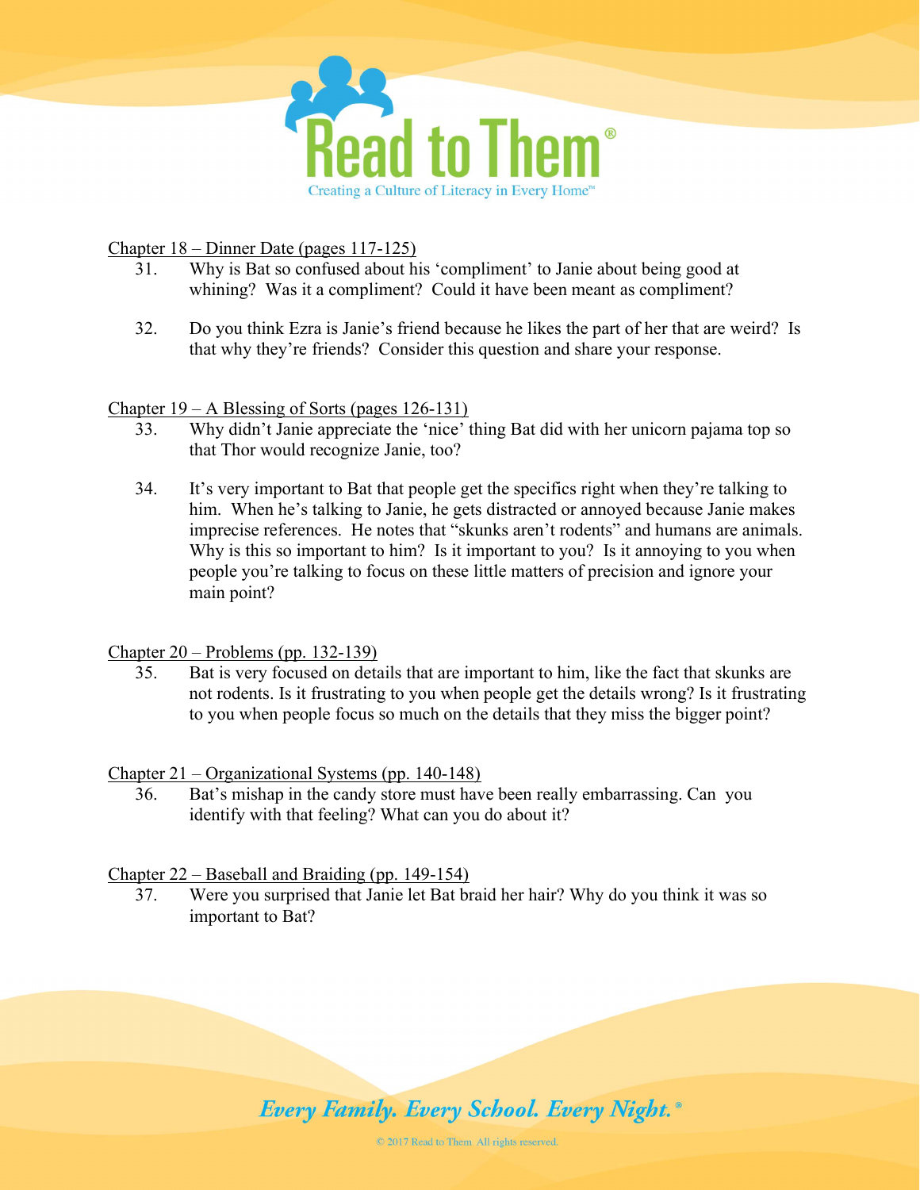Chapter 18 – Dinner Date (pages 117-125)

31. Why is Bat so confused about his 'compliment' to Janie about being good at whining? Was it a compliment? Could it have been meant as compliment?

32. Do you think Ezra is Janie's friend because he likes the part of her that are weird? Is that why they're friends? Consider this question and share your response.

Chapter 19 – A Blessing of Sorts (pages 126-131)

33. Why didn't Janie appreciate the 'nice' thing Bat did with her unicorn pajama top so that Thor would recognize Janie, too?

34. It's very important to Bat that people get the specifics right when they're talking to him. When he's talking to Janie, he gets distracted or annoyed because Janie makes imprecise references. He notes that "skunks aren't rodents" and humans are animals. Why is this so important to him? Is it important to you? Is it annoying to you when people you're talking to focus on these little matters of precision and ignore your main point?

Chapter 20 – Problems (pp. 132-139)

35. Bat is very focused on details that are important to him, like the fact that skunks are not rodents. Is it frustrating to you when people get the details wrong? Is it frustrating to you when people focus so much on the details that they miss the bigger point?

Chapter 21 – Organizational Systems (pp. 140-148)

36. Bat's mishap in the candy store must have been really embarrassing. Can you identify with that feeling? What can you do about it?

Chapter 22 – Baseball and Braiding (pp. 149-154)

37. Were you surprised that Janie let Bat braid her hair? Why do you think it was so important to Bat?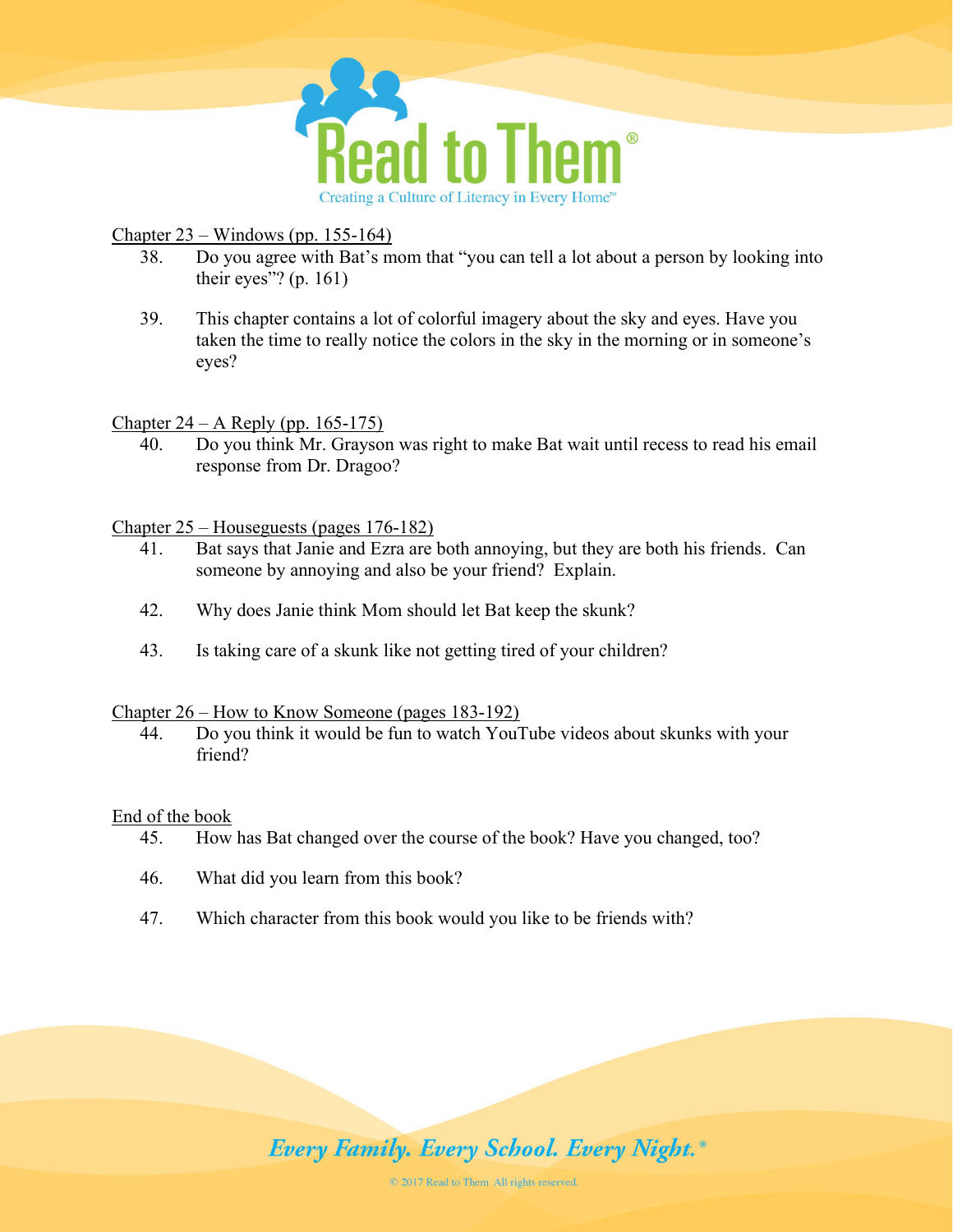Chapter 23 – Windows (pp. 155-164)

38. Do you agree with Bat's mom that "you can tell a lot about a person by looking into their eyes"? (p. 161)

39. This chapter contains a lot of colorful imagery about the sky and eyes. Have you taken the time to really notice the colors in the sky in the morning or in someone's eyes?

Chapter 24 – A Reply (pp. 165-175)

40. Do you think Mr. Grayson was right to make Bat wait until recess to read his email response from Dr. Dragoo?

Chapter 25 – Houseguests (pages 176-182)

41. Bat says that Janie and Ezra are both annoying, but they are both his friends. Can someone by annoying and also be your friend? Explain.

42. Why does Janie think Mom should let Bat keep the skunk?

43. Is taking care of a skunk like not getting tired of your children?

Chapter 26 – How to Know Someone (pages 183-192)

44. Do you think it would be fun to watch YouTube videos about skunks with your friend?

End of the book

45. How has Bat changed over the course of the book? Have you changed, too?

46. What did you learn from this book?

47. Which character from this book would you like to be friends with?